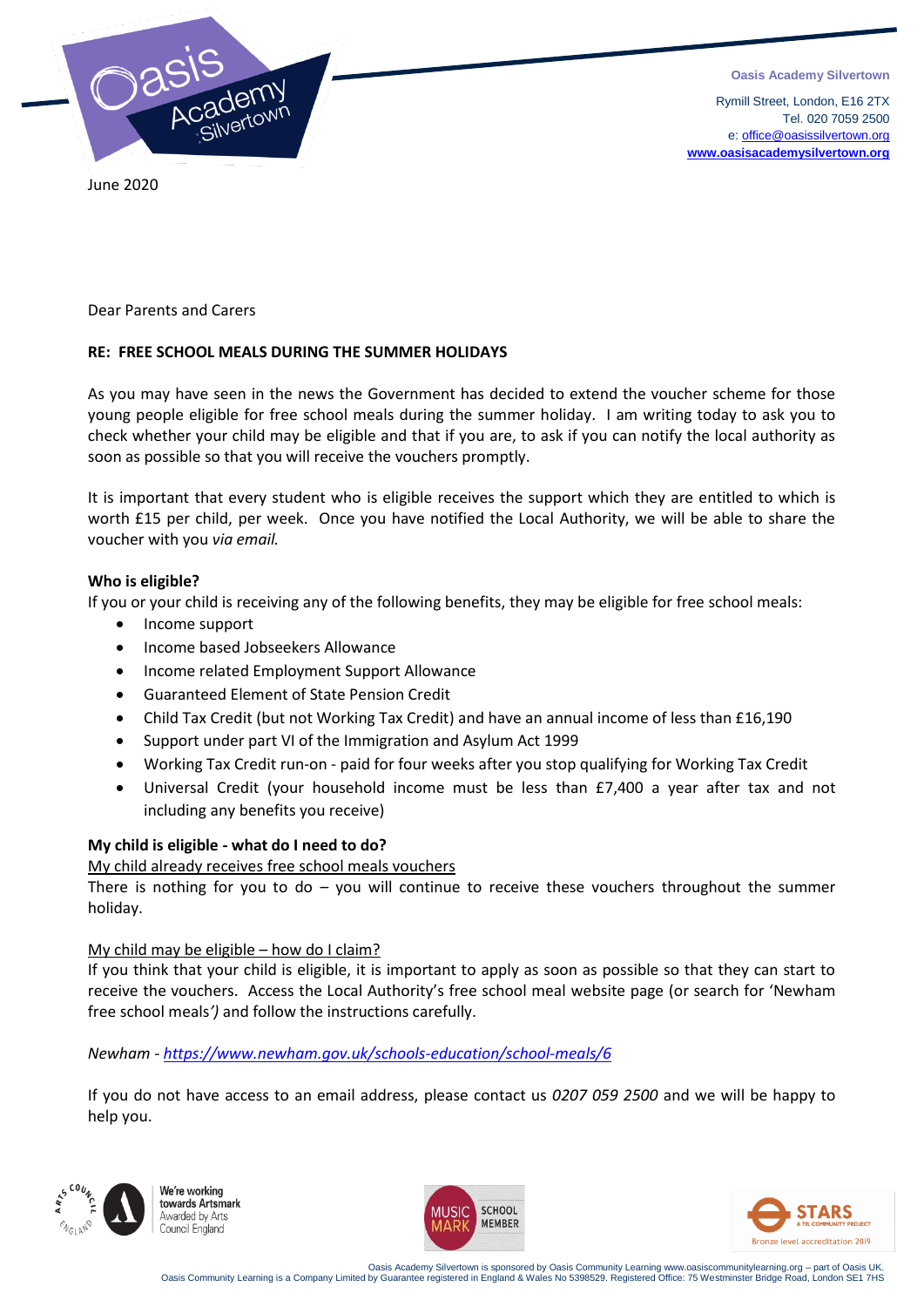Oasis Academy Silvertown

Rymill Street, London, E16 2TX
Tel. 020 7059 2500
e: office@oasissilvertown.org
www.oasisacademysilvertown.org

June 2020

Dear Parents and Carers

**RE: FREE SCHOOL MEALS DURING THE SUMMER HOLIDAYS**

As you may have seen in the news the Government has decided to extend the voucher scheme for those young people eligible for free school meals during the summer holiday. I am writing today to ask you to check whether your child may be eligible and that if you are, to ask if you can notify the local authority as soon as possible so that you will receive the vouchers promptly.

It is important that every student who is eligible receives the support which they are entitled to which is worth £15 per child, per week. Once you have notified the Local Authority, we will be able to share the voucher with you *via email.*

**Who is eligible?**

If you or your child is receiving any of the following benefits, they may be eligible for free school meals:

- Income support
- Income based Jobseekers Allowance
- Income related Employment Support Allowance
- Guaranteed Element of State Pension Credit
- Child Tax Credit (but not Working Tax Credit) and have an annual income of less than £16,190
- Support under part VI of the Immigration and Asylum Act 1999
- Working Tax Credit run-on - paid for four weeks after you stop qualifying for Working Tax Credit
- Universal Credit (your household income must be less than £7,400 a year after tax and not including any benefits you receive)

**My child is eligible - what do I need to do?**

<u>My child already receives free school meals vouchers</u>

There is nothing for you to do – you will continue to receive these vouchers throughout the summer holiday.

<u>My child may be eligible – how do I claim?</u>

If you think that your child is eligible, it is important to apply as soon as possible so that they can start to receive the vouchers. Access the Local Authority's free school meal website page (or search for 'Newham free school meals'*)* and follow the instructions carefully.

*Newham - https://www.newham.gov.uk/schools-education/school-meals/6*

If you do not have access to an email address, please contact us *0207 059 2500* and we will be happy to help you.

Oasis Academy Silvertown is sponsored by Oasis Community Learning www.oasiscommunitylearning.org – part of Oasis UK.
Oasis Community Learning is a Company Limited by Guarantee registered in England & Wales No 5398529. Registered Office: 75 Westminster Bridge Road, London SE1 7HS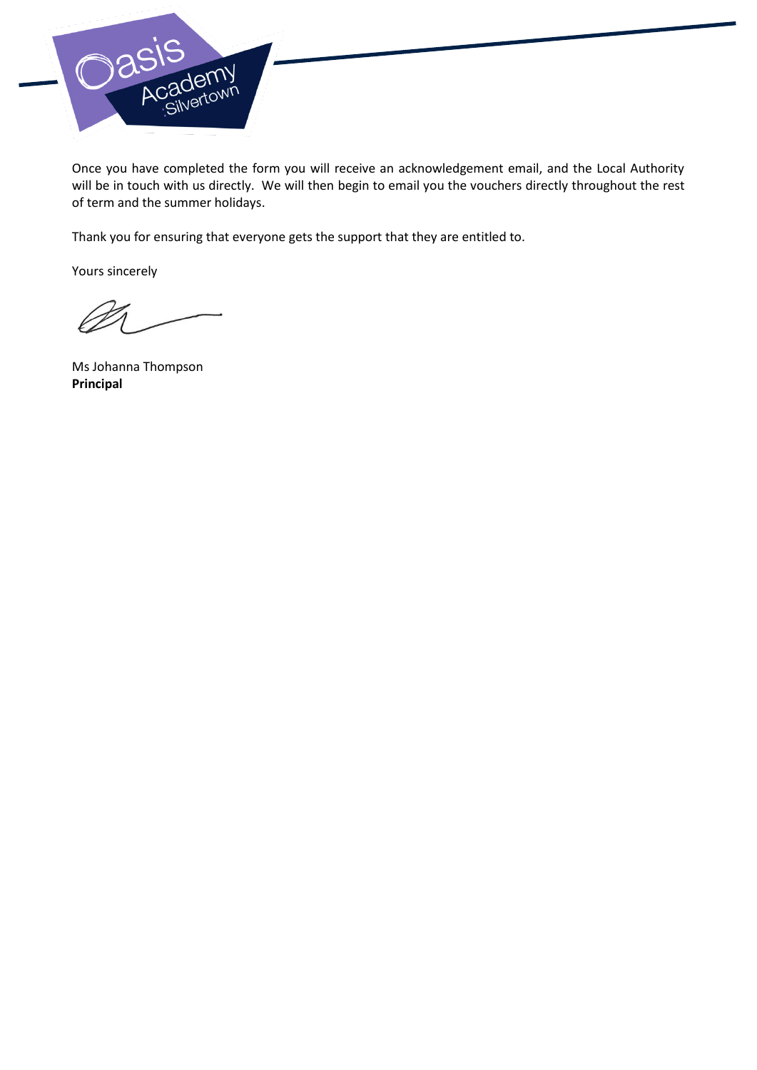Once you have completed the form you will receive an acknowledgement email, and the Local Authority will be in touch with us directly. We will then begin to email you the vouchers directly throughout the rest of term and the summer holidays.

Thank you for ensuring that everyone gets the support that they are entitled to.

Yours sincerely

Ms Johanna Thompson
**Principal**